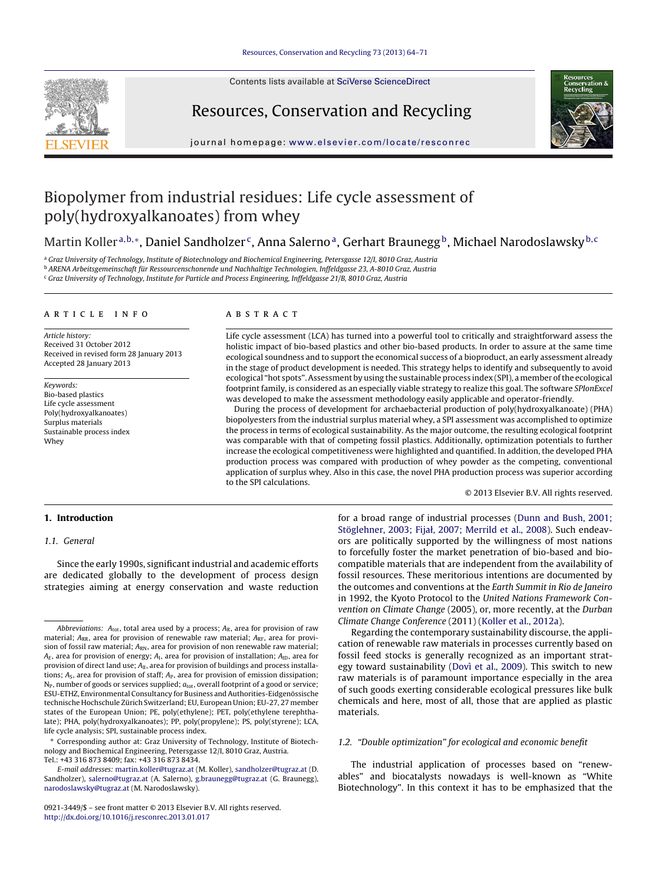# Biopolymer from industrial residues: Life cycle assessment of poly(hydroxyalkanoates) from whey

Martin Koller[a,b,*], Daniel Sandholzer[c], Anna Salerno[a], Gerhart Braunegg[b], Michael Narodoslawsky[b,c]

[a] Graz University of Technology, Institute of Biotechnology and Biochemical Engineering, Petersgasse 12/I, 8010 Graz, Austria
[b] ARENA Arbeitsgemeinschaft für Ressourcenschonende und Nachhaltige Technologien, Inffeldgasse 23, A-8010 Graz, Austria
[c] Graz University of Technology, Institute for Particle and Process Engineering, Inffeldgasse 21/B, 8010 Graz, Austria

## ARTICLE INFO

*Article history:*
Received 31 October 2012
Received in revised form 28 January 2013
Accepted 28 January 2013

*Keywords:*
Bio-based plastics
Life cycle assessment
Poly(hydroxyalkanoates)
Surplus materials
Sustainable process index
Whey

## ABSTRACT

Life cycle assessment (LCA) has turned into a powerful tool to critically and straightforward assess the holistic impact of bio-based plastics and other bio-based products. In order to assure at the same time ecological soundness and to support the economical success of a bioproduct, an early assessment already in the stage of product development is needed. This strategy helps to identify and subsequently to avoid ecological "hot spots". Assessment by using the sustainable process index (SPI), a member of the ecological footprint family, is considered as an especially viable strategy to realize this goal. The software *SPIonExcel* was developed to make the assessment methodology easily applicable and operator-friendly.

During the process of development for archaebacterial production of poly(hydroxyalkanoate) (PHA) biopolyesters from the industrial surplus material whey, a SPI assessment was accomplished to optimize the process in terms of ecological sustainability. As the major outcome, the resulting ecological footprint was comparable with that of competing fossil plastics. Additionally, optimization potentials to further increase the ecological competitiveness were highlighted and quantified. In addition, the developed PHA production process was compared with production of whey powder as the competing, conventional application of surplus whey. Also in this case, the novel PHA production process was superior according to the SPI calculations.

© 2013 Elsevier B.V. All rights reserved.

## 1. Introduction

### 1.1. General

Since the early 1990s, significant industrial and academic efforts are dedicated globally to the development of process design strategies aiming at energy conservation and waste reduction for a broad range of industrial processes (Dunn and Bush, 2001; Stöglehner, 2003; Fijał, 2007; Merrild et al., 2008). Such endeavors are politically supported by the willingness of most nations to forcefully foster the market penetration of bio-based and biocompatible materials that are independent from the availability of fossil resources. These meritorious intentions are documented by the outcomes and conventions at the *Earth Summit in Rio de Janeiro* in 1992, the Kyoto Protocol to the *United Nations Framework Convention on Climate Change* (2005), or, more recently, at the *Durban Climate Change Conference* (2011) (Koller et al., 2012a).

Regarding the contemporary sustainability discourse, the application of renewable raw materials in processes currently based on fossil feed stocks is generally recognized as an important strategy toward sustainability (Dovì et al., 2009). This switch to new raw materials is of paramount importance especially in the area of such goods exerting considerable ecological pressures like bulk chemicals and here, most of all, those that are applied as plastic materials.

### 1.2. "Double optimization" for ecological and economic benefit

The industrial application of processes based on "renewables" and biocatalysts nowadays is well-known as "White Biotechnology". In this context it has to be emphasized that the

---

*Abbreviations:* $A_{tot}$, total area used by a process; $A_R$, area for provision of raw material; $A_{RR}$, area for provision of renewable raw material; $A_{RF}$, area for provision of fossil raw material; $A_{RN}$, area for provision of non renewable raw material; $A_E$, area for provision of energy; $A_I$, area for provision of installation; $A_{ID}$, area for provision of direct land use; $A_{II}$, area for provision of buildings and process installations; $A_S$, area for provision of staff; $A_P$, area for provision of emission dissipation; $N_P$, number of goods or services supplied; $a_{tot}$, overall footprint of a good or service; ESU-ETHZ, Environmental Consultancy for Business and Authorities-Eidgenössische technische Hochschule Zürich Switzerland; EU, European Union; EU-27, 27 member states of the European Union; PE, poly(ethylene); PET, poly(ethylene terephthalate); PHA, poly(hydroxyalkanoates); PP, poly(propylene); PS, poly(styrene); LCA, life cycle analysis; SPI, sustainable process index.

\* Corresponding author at: Graz University of Technology, Institute of Biotechnology and Biochemical Engineering, Petersgasse 12/I, 8010 Graz, Austria. Tel.: +43 316 873 8409; fax: +43 316 873 8434.

*E-mail addresses:* martin.koller@tugraz.at (M. Koller), sandholzer@tugraz.at (D. Sandholzer), salerno@tugraz.at (A. Salerno), g.braunegg@tugraz.at (G. Braunegg), narodoslawsky@tugraz.at (M. Narodoslawsky).

0921-3449/$ – see front matter © 2013 Elsevier B.V. All rights reserved.
http://dx.doi.org/10.1016/j.resconrec.2013.01.017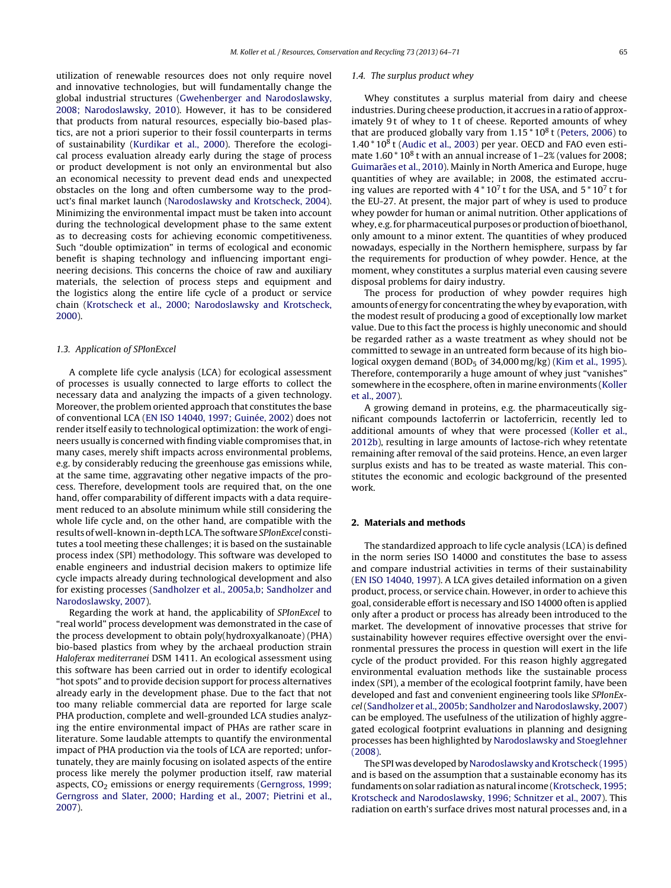utilization of renewable resources does not only require novel and innovative technologies, but will fundamentally change the global industrial structures (Gwehenberger and Narodoslawsky, 2008; Narodoslawsky, 2010). However, it has to be considered that products from natural resources, especially bio-based plastics, are not a priori superior to their fossil counterparts in terms of sustainability (Kurdikar et al., 2000). Therefore the ecological process evaluation already early during the stage of process or product development is not only an environmental but also an economical necessity to prevent dead ends and unexpected obstacles on the long and often cumbersome way to the product's final market launch (Narodoslawsky and Krotscheck, 2004). Minimizing the environmental impact must be taken into account during the technological development phase to the same extent as to decreasing costs for achieving economic competitiveness. Such "double optimization" in terms of ecological and economic benefit is shaping technology and influencing important engineering decisions. This concerns the choice of raw and auxiliary materials, the selection of process steps and equipment and the logistics along the entire life cycle of a product or service chain (Krotscheck et al., 2000; Narodoslawsky and Krotscheck, 2000).

### 1.3. Application of SPIonExcel

A complete life cycle analysis (LCA) for ecological assessment of processes is usually connected to large efforts to collect the necessary data and analyzing the impacts of a given technology. Moreover, the problem oriented approach that constitutes the base of conventional LCA (EN ISO 14040, 1997; Guinée, 2002) does not render itself easily to technological optimization: the work of engineers usually is concerned with finding viable compromises that, in many cases, merely shift impacts across environmental problems, e.g. by considerably reducing the greenhouse gas emissions while, at the same time, aggravating other negative impacts of the process. Therefore, development tools are required that, on the one hand, offer comparability of different impacts with a data requirement reduced to an absolute minimum while still considering the whole life cycle and, on the other hand, are compatible with the results of well-known in-depth LCA. The software *SPIonExcel* constitutes a tool meeting these challenges; it is based on the sustainable process index (SPI) methodology. This software was developed to enable engineers and industrial decision makers to optimize life cycle impacts already during technological development and also for existing processes (Sandholzer et al., 2005a,b; Sandholzer and Narodoslawsky, 2007).

Regarding the work at hand, the applicability of *SPIonExcel* to "real world" process development was demonstrated in the case of the process development to obtain poly(hydroxyalkanoate) (PHA) bio-based plastics from whey by the archaeal production strain *Haloferax mediterranei* DSM 1411. An ecological assessment using this software has been carried out in order to identify ecological "hot spots" and to provide decision support for process alternatives already early in the development phase. Due to the fact that not too many reliable commercial data are reported for large scale PHA production, complete and well-grounded LCA studies analyzing the entire environmental impact of PHAs are rather scare in literature. Some laudable attempts to quantify the environmental impact of PHA production via the tools of LCA are reported; unfortunately, they are mainly focusing on isolated aspects of the entire process like merely the polymer production itself, raw material aspects, $CO_2$ emissions or energy requirements (Gerngross, 1999; Gerngross and Slater, 2000; Harding et al., 2007; Pietrini et al., 2007).

### 1.4. The surplus product whey

Whey constitutes a surplus material from dairy and cheese industries. During cheese production, it accrues in a ratio of approximately 9 t of whey to 1 t of cheese. Reported amounts of whey that are produced globally vary from $1.15 * 10^8$ t (Peters, 2006) to $1.40 * 10^8$ t (Audic et al., 2003) per year. OECD and FAO even estimate $1.60 * 10^8$ t with an annual increase of 1–2% (values for 2008; Guimarães et al., 2010). Mainly in North America and Europe, huge quantities of whey are available; in 2008, the estimated accruing values are reported with $4 * 10^7$ t for the USA, and $5 * 10^7$ t for the EU-27. At present, the major part of whey is used to produce whey powder for human or animal nutrition. Other applications of whey, e.g. for pharmaceutical purposes or production of bioethanol, only amount to a minor extent. The quantities of whey produced nowadays, especially in the Northern hemisphere, surpass by far the requirements for production of whey powder. Hence, at the moment, whey constitutes a surplus material even causing severe disposal problems for dairy industry.

The process for production of whey powder requires high amounts of energy for concentrating the whey by evaporation, with the modest result of producing a good of exceptionally low market value. Due to this fact the process is highly uneconomic and should be regarded rather as a waste treatment as whey should not be committed to sewage in an untreated form because of its high biological oxygen demand ($BOD_5$ of 34,000 mg/kg) (Kim et al., 1995). Therefore, contemporarily a huge amount of whey just "vanishes" somewhere in the ecosphere, often in marine environments (Koller et al., 2007).

A growing demand in proteins, e.g. the pharmaceutically significant compounds lactoferrin or lactoferricin, recently led to additional amounts of whey that were processed (Koller et al., 2012b), resulting in large amounts of lactose-rich whey retentate remaining after removal of the said proteins. Hence, an even larger surplus exists and has to be treated as waste material. This constitutes the economic and ecologic background of the presented work.

## 2. Materials and methods

The standardized approach to life cycle analysis (LCA) is defined in the norm series ISO 14000 and constitutes the base to assess and compare industrial activities in terms of their sustainability (EN ISO 14040, 1997). A LCA gives detailed information on a given product, process, or service chain. However, in order to achieve this goal, considerable effort is necessary and ISO 14000 often is applied only after a product or process has already been introduced to the market. The development of innovative processes that strive for sustainability however requires effective oversight over the environmental pressures the process in question will exert in the life cycle of the product provided. For this reason highly aggregated environmental evaluation methods like the sustainable process index (SPI), a member of the ecological footprint family, have been developed and fast and convenient engineering tools like *SPIonExcel* (Sandholzer et al., 2005b; Sandholzer and Narodoslawsky, 2007) can be employed. The usefulness of the utilization of highly aggregated ecological footprint evaluations in planning and designing processes has been highlighted by Narodoslawsky and Stoeglehner (2008).

The SPI was developed by Narodoslawsky and Krotscheck (1995) and is based on the assumption that a sustainable economy has its fundaments on solar radiation as natural income (Krotscheck, 1995; Krotscheck and Narodoslawsky, 1996; Schnitzer et al., 2007). This radiation on earth's surface drives most natural processes and, in a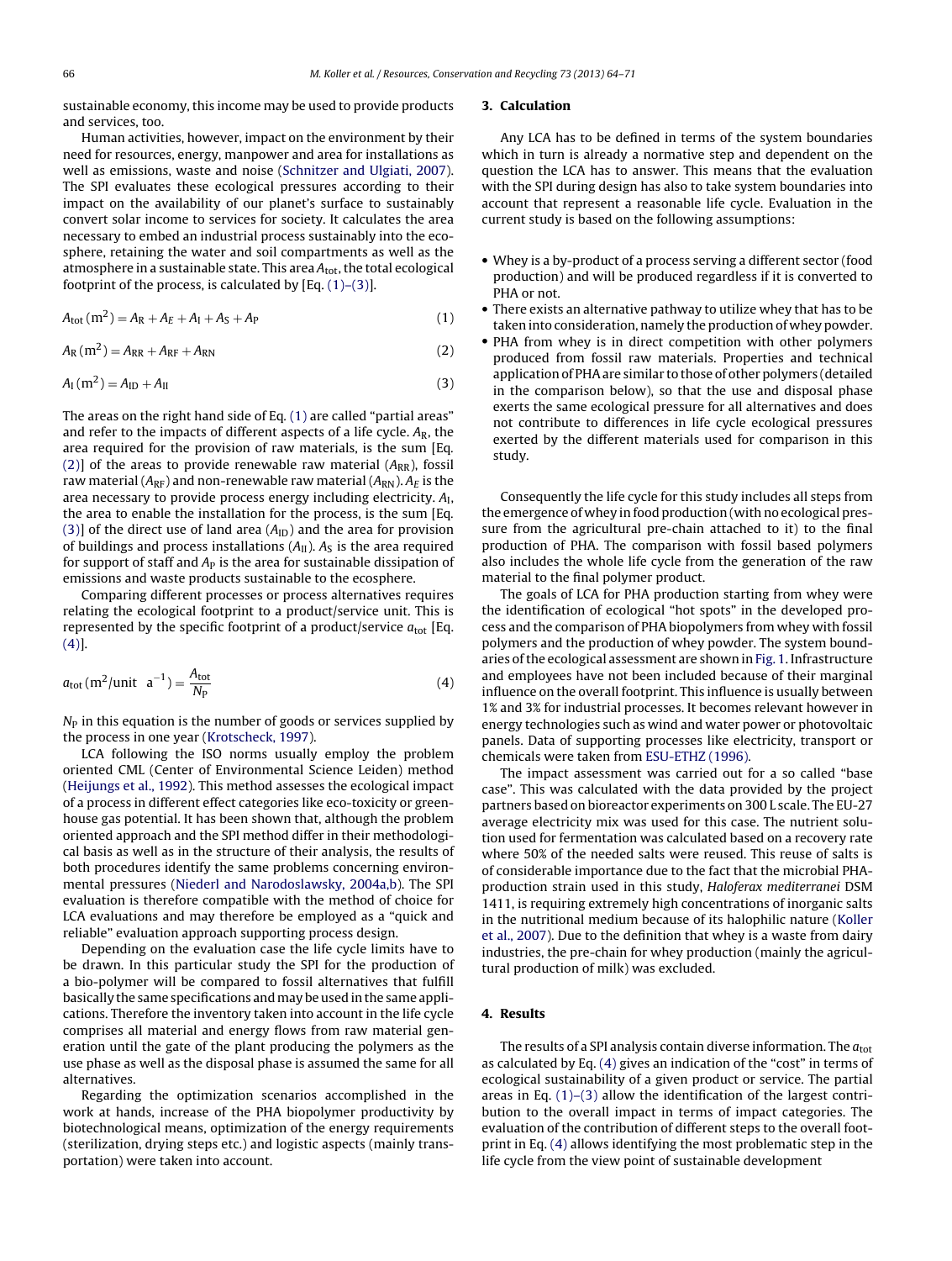sustainable economy, this income may be used to provide products and services, too.

Human activities, however, impact on the environment by their need for resources, energy, manpower and area for installations as well as emissions, waste and noise (Schnitzer and Ulgiati, 2007). The SPI evaluates these ecological pressures according to their impact on the availability of our planet's surface to sustainably convert solar income to services for society. It calculates the area necessary to embed an industrial process sustainably into the ecosphere, retaining the water and soil compartments as well as the atmosphere in a sustainable state. This area $A_{\text{tot}}$, the total ecological footprint of the process, is calculated by [Eq. (1)–(3)].

$$A_{\text{tot}}\,(\text{m}^2) = A_{\text{R}} + A_{E} + A_{\text{I}} + A_{\text{S}} + A_{\text{P}} \tag{1}$$

$$A_{\text{R}}\,(\text{m}^2) = A_{\text{RR}} + A_{\text{RF}} + A_{\text{RN}} \tag{2}$$

$$A_{\text{I}}\,(\text{m}^2) = A_{\text{ID}} + A_{\text{II}} \tag{3}$$

The areas on the right hand side of Eq. (1) are called "partial areas" and refer to the impacts of different aspects of a life cycle. $A_{\text{R}}$, the area required for the provision of raw materials, is the sum [Eq. (2)] of the areas to provide renewable raw material ($A_{\text{RR}}$), fossil raw material ($A_{\text{RF}}$) and non-renewable raw material ($A_{\text{RN}}$). $A_E$ is the area necessary to provide process energy including electricity. $A_{\text{I}}$, the area to enable the installation for the process, is the sum [Eq. (3)] of the direct use of land area ($A_{\text{ID}}$) and the area for provision of buildings and process installations ($A_{\text{II}}$). $A_{\text{S}}$ is the area required for support of staff and $A_{\text{P}}$ is the area for sustainable dissipation of emissions and waste products sustainable to the ecosphere.

Comparing different processes or process alternatives requires relating the ecological footprint to a product/service unit. This is represented by the specific footprint of a product/service $a_{\text{tot}}$ [Eq. (4)].

$$a_{\text{tot}}\,(\text{m}^2/\text{unit}\ \ \text{a}^{-1}) = \frac{A_{\text{tot}}}{N_{\text{P}}} \tag{4}$$

$N_{\text{P}}$ in this equation is the number of goods or services supplied by the process in one year (Krotscheck, 1997).

LCA following the ISO norms usually employ the problem oriented CML (Center of Environmental Science Leiden) method (Heijungs et al., 1992). This method assesses the ecological impact of a process in different effect categories like eco-toxicity or greenhouse gas potential. It has been shown that, although the problem oriented approach and the SPI method differ in their methodological basis as well as in the structure of their analysis, the results of both procedures identify the same problems concerning environmental pressures (Niederl and Narodoslawsky, 2004a,b). The SPI evaluation is therefore compatible with the method of choice for LCA evaluations and may therefore be employed as a "quick and reliable" evaluation approach supporting process design.

Depending on the evaluation case the life cycle limits have to be drawn. In this particular study the SPI for the production of a bio-polymer will be compared to fossil alternatives that fulfill basically the same specifications and may be used in the same applications. Therefore the inventory taken into account in the life cycle comprises all material and energy flows from raw material generation until the gate of the plant producing the polymers as the use phase as well as the disposal phase is assumed the same for all alternatives.

Regarding the optimization scenarios accomplished in the work at hands, increase of the PHA biopolymer productivity by biotechnological means, optimization of the energy requirements (sterilization, drying steps etc.) and logistic aspects (mainly transportation) were taken into account.

## 3. Calculation

Any LCA has to be defined in terms of the system boundaries which in turn is already a normative step and dependent on the question the LCA has to answer. This means that the evaluation with the SPI during design has also to take system boundaries into account that represent a reasonable life cycle. Evaluation in the current study is based on the following assumptions:

- Whey is a by-product of a process serving a different sector (food production) and will be produced regardless if it is converted to PHA or not.
- There exists an alternative pathway to utilize whey that has to be taken into consideration, namely the production of whey powder.
- PHA from whey is in direct competition with other polymers produced from fossil raw materials. Properties and technical application of PHA are similar to those of other polymers (detailed in the comparison below), so that the use and disposal phase exerts the same ecological pressure for all alternatives and does not contribute to differences in life cycle ecological pressures exerted by the different materials used for comparison in this study.

Consequently the life cycle for this study includes all steps from the emergence of whey in food production (with no ecological pressure from the agricultural pre-chain attached to it) to the final production of PHA. The comparison with fossil based polymers also includes the whole life cycle from the generation of the raw material to the final polymer product.

The goals of LCA for PHA production starting from whey were the identification of ecological "hot spots" in the developed process and the comparison of PHA biopolymers from whey with fossil polymers and the production of whey powder. The system boundaries of the ecological assessment are shown in Fig. 1. Infrastructure and employees have not been included because of their marginal influence on the overall footprint. This influence is usually between 1% and 3% for industrial processes. It becomes relevant however in energy technologies such as wind and water power or photovoltaic panels. Data of supporting processes like electricity, transport or chemicals were taken from ESU-ETHZ (1996).

The impact assessment was carried out for a so called "base case". This was calculated with the data provided by the project partners based on bioreactor experiments on 300 L scale. The EU-27 average electricity mix was used for this case. The nutrient solution used for fermentation was calculated based on a recovery rate where 50% of the needed salts were reused. This reuse of salts is of considerable importance due to the fact that the microbial PHA-production strain used in this study, *Haloferax mediterranei* DSM 1411, is requiring extremely high concentrations of inorganic salts in the nutritional medium because of its halophilic nature (Koller et al., 2007). Due to the definition that whey is a waste from dairy industries, the pre-chain for whey production (mainly the agricultural production of milk) was excluded.

## 4. Results

The results of a SPI analysis contain diverse information. The $a_{\text{tot}}$ as calculated by Eq. (4) gives an indication of the "cost" in terms of ecological sustainability of a given product or service. The partial areas in Eq. (1)–(3) allow the identification of the largest contribution to the overall impact in terms of impact categories. The evaluation of the contribution of different steps to the overall footprint in Eq. (4) allows identifying the most problematic step in the life cycle from the view point of sustainable development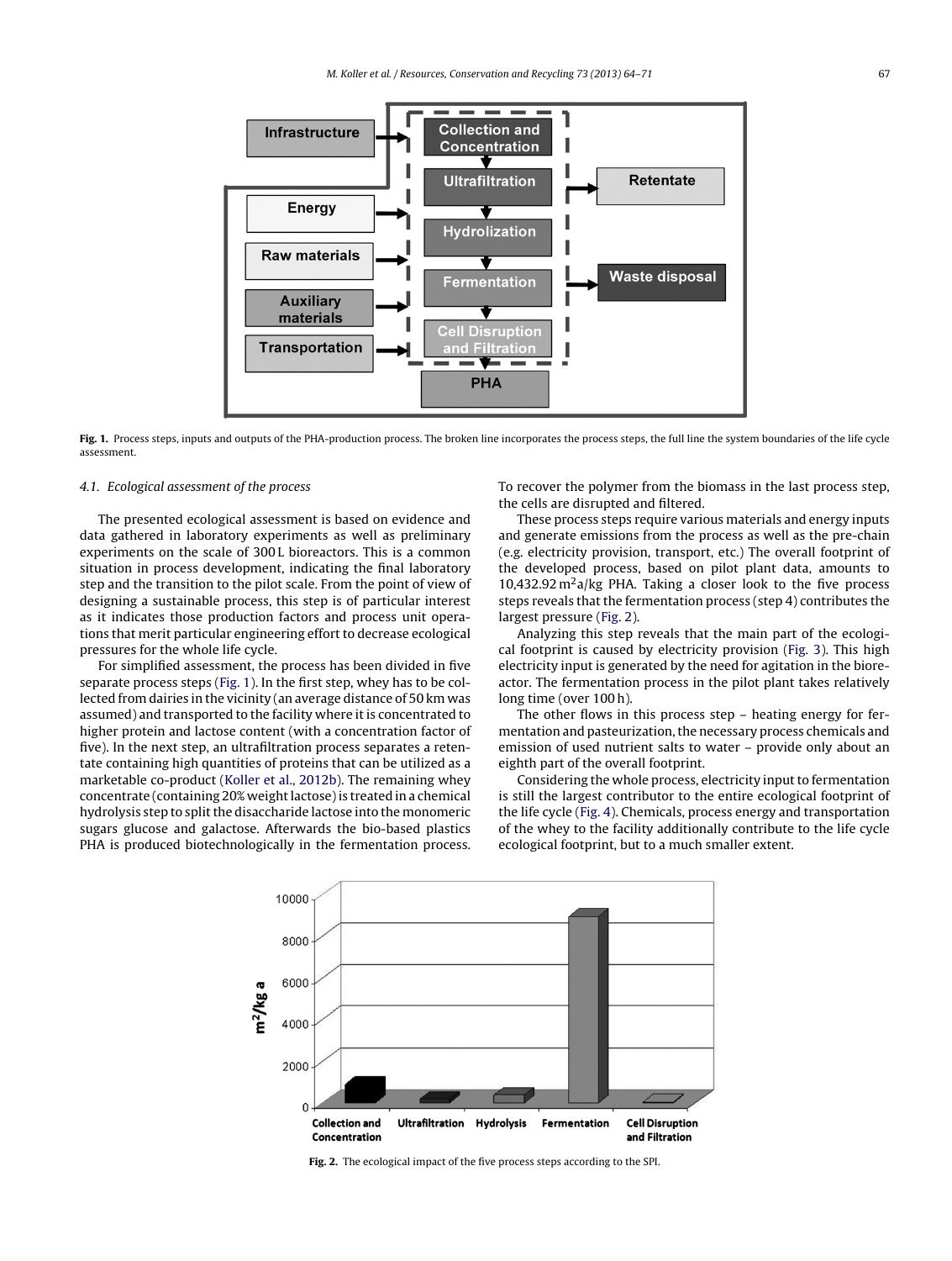**Fig. 1.** Process steps, inputs and outputs of the PHA-production process. The broken line incorporates the process steps, the full line the system boundaries of the life cycle assessment.

### 4.1. Ecological assessment of the process

The presented ecological assessment is based on evidence and data gathered in laboratory experiments as well as preliminary experiments on the scale of 300 L bioreactors. This is a common situation in process development, indicating the final laboratory step and the transition to the pilot scale. From the point of view of designing a sustainable process, this step is of particular interest as it indicates those production factors and process unit operations that merit particular engineering effort to decrease ecological pressures for the whole life cycle.

For simplified assessment, the process has been divided in five separate process steps (Fig. 1). In the first step, whey has to be collected from dairies in the vicinity (an average distance of 50 km was assumed) and transported to the facility where it is concentrated to higher protein and lactose content (with a concentration factor of five). In the next step, an ultrafiltration process separates a retentate containing high quantities of proteins that can be utilized as a marketable co-product (Koller et al., 2012b). The remaining whey concentrate (containing 20% weight lactose) is treated in a chemical hydrolysis step to split the disaccharide lactose into the monomeric sugars glucose and galactose. Afterwards the bio-based plastics PHA is produced biotechnologically in the fermentation process. To recover the polymer from the biomass in the last process step, the cells are disrupted and filtered.

These process steps require various materials and energy inputs and generate emissions from the process as well as the pre-chain (e.g. electricity provision, transport, etc.) The overall footprint of the developed process, based on pilot plant data, amounts to 10,432.92 $m^2a/kg$ PHA. Taking a closer look to the five process steps reveals that the fermentation process (step 4) contributes the largest pressure (Fig. 2).

Analyzing this step reveals that the main part of the ecological footprint is caused by electricity provision (Fig. 3). This high electricity input is generated by the need for agitation in the bioreactor. The fermentation process in the pilot plant takes relatively long time (over 100 h).

The other flows in this process step – heating energy for fermentation and pasteurization, the necessary process chemicals and emission of used nutrient salts to water – provide only about an eighth part of the overall footprint.

Considering the whole process, electricity input to fermentation is still the largest contributor to the entire ecological footprint of the life cycle (Fig. 4). Chemicals, process energy and transportation of the whey to the facility additionally contribute to the life cycle ecological footprint, but to a much smaller extent.

**Fig. 2.** The ecological impact of the five process steps according to the SPI.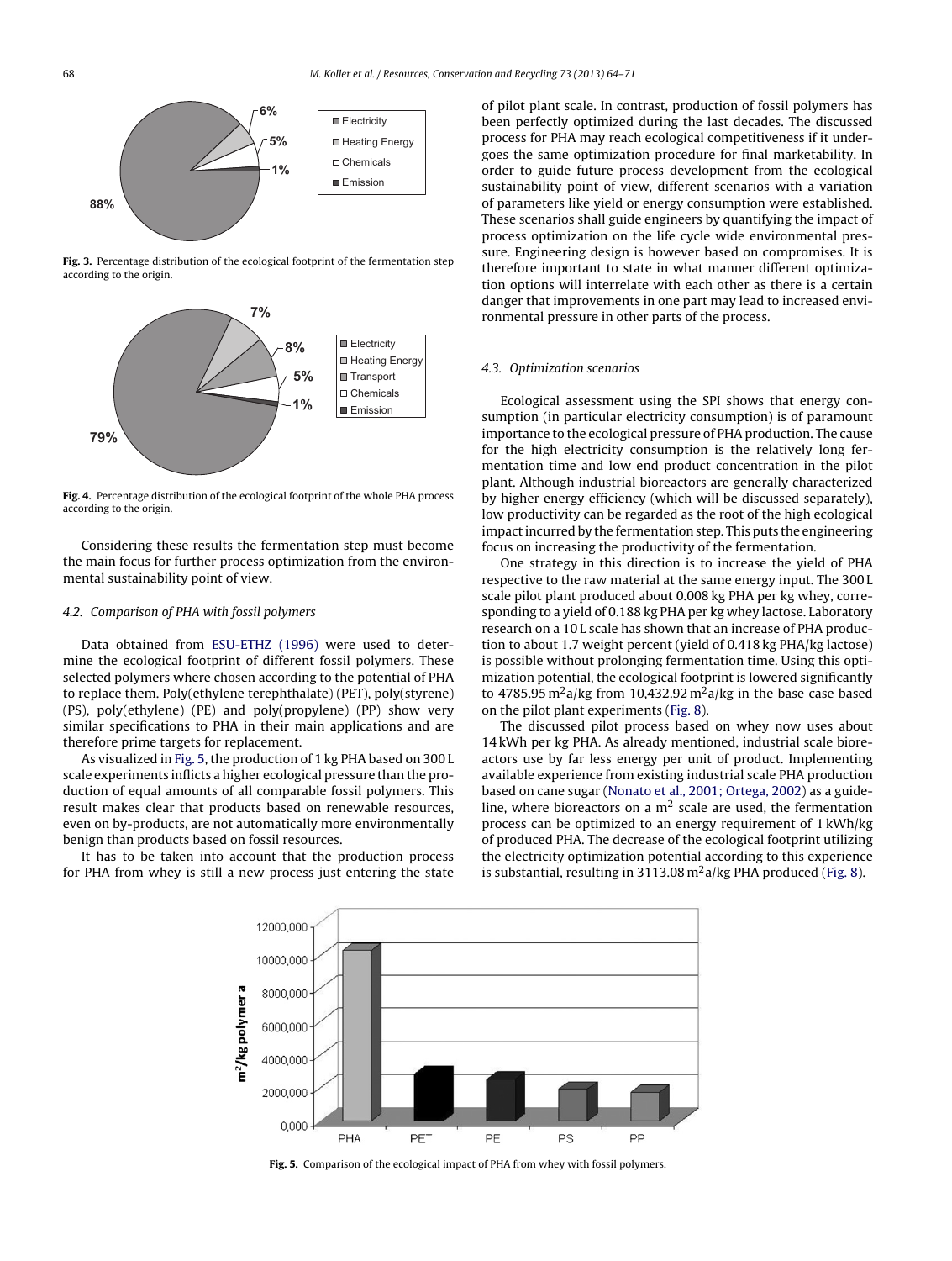Fig. 3. Percentage distribution of the ecological footprint of the fermentation step according to the origin.

Fig. 4. Percentage distribution of the ecological footprint of the whole PHA process according to the origin.

Considering these results the fermentation step must become the main focus for further process optimization from the environmental sustainability point of view.

### 4.2. Comparison of PHA with fossil polymers

Data obtained from ESU-ETHZ (1996) were used to determine the ecological footprint of different fossil polymers. These selected polymers where chosen according to the potential of PHA to replace them. Poly(ethylene terephthalate) (PET), poly(styrene) (PS), poly(ethylene) (PE) and poly(propylene) (PP) show very similar specifications to PHA in their main applications and are therefore prime targets for replacement.

As visualized in Fig. 5, the production of 1 kg PHA based on 300 L scale experiments inflicts a higher ecological pressure than the production of equal amounts of all comparable fossil polymers. This result makes clear that products based on renewable resources, even on by-products, are not automatically more environmentally benign than products based on fossil resources.

It has to be taken into account that the production process for PHA from whey is still a new process just entering the state of pilot plant scale. In contrast, production of fossil polymers has been perfectly optimized during the last decades. The discussed process for PHA may reach ecological competitiveness if it undergoes the same optimization procedure for final marketability. In order to guide future process development from the ecological sustainability point of view, different scenarios with a variation of parameters like yield or energy consumption were established. These scenarios shall guide engineers by quantifying the impact of process optimization on the life cycle wide environmental pressure. Engineering design is however based on compromises. It is therefore important to state in what manner different optimization options will interrelate with each other as there is a certain danger that improvements in one part may lead to increased environmental pressure in other parts of the process.

### 4.3. Optimization scenarios

Ecological assessment using the SPI shows that energy consumption (in particular electricity consumption) is of paramount importance to the ecological pressure of PHA production. The cause for the high electricity consumption is the relatively long fermentation time and low end product concentration in the pilot plant. Although industrial bioreactors are generally characterized by higher energy efficiency (which will be discussed separately), low productivity can be regarded as the root of the high ecological impact incurred by the fermentation step. This puts the engineering focus on increasing the productivity of the fermentation.

One strategy in this direction is to increase the yield of PHA respective to the raw material at the same energy input. The 300 L scale pilot plant produced about 0.008 kg PHA per kg whey, corresponding to a yield of 0.188 kg PHA per kg whey lactose. Laboratory research on a 10 L scale has shown that an increase of PHA production to about 1.7 weight percent (yield of 0.418 kg PHA/kg lactose) is possible without prolonging fermentation time. Using this optimization potential, the ecological footprint is lowered significantly to 4785.95 $m^2$a/kg from 10,432.92 $m^2$a/kg in the base case based on the pilot plant experiments (Fig. 8).

The discussed pilot process based on whey now uses about 14 kWh per kg PHA. As already mentioned, industrial scale bioreactors use by far less energy per unit of product. Implementing available experience from existing industrial scale PHA production based on cane sugar (Nonato et al., 2001; Ortega, 2002) as a guideline, where bioreactors on a $m^2$ scale are used, the fermentation process can be optimized to an energy requirement of 1 kWh/kg of produced PHA. The decrease of the ecological footprint utilizing the electricity optimization potential according to this experience is substantial, resulting in 3113.08 $m^2$a/kg PHA produced (Fig. 8).

Fig. 5. Comparison of the ecological impact of PHA from whey with fossil polymers.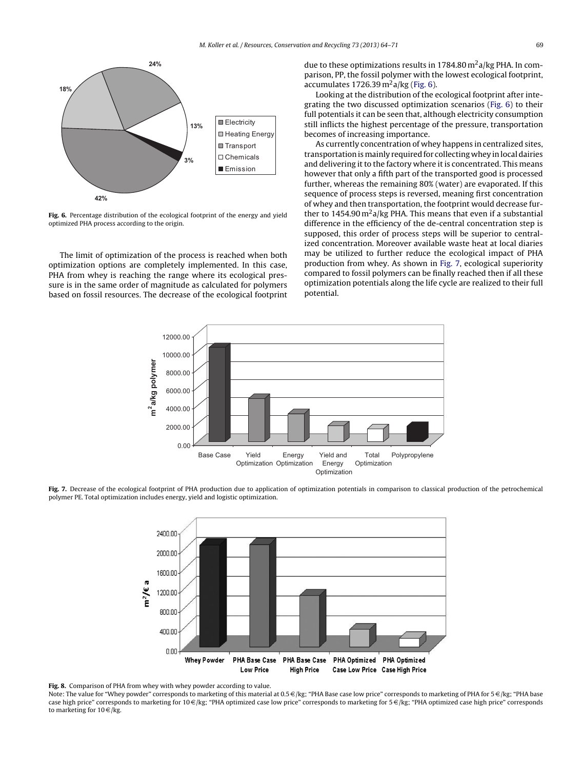**Fig. 6.** Percentage distribution of the ecological footprint of the energy and yield optimized PHA process according to the origin.

The limit of optimization of the process is reached when both optimization options are completely implemented. In this case, PHA from whey is reaching the range where its ecological pressure is in the same order of magnitude as calculated for polymers based on fossil resources. The decrease of the ecological footprint due to these optimizations results in 1784.80 $m^2a/kg$ PHA. In comparison, PP, the fossil polymer with the lowest ecological footprint, accumulates 1726.39 $m^2a/kg$ (Fig. 6).

Looking at the distribution of the ecological footprint after integrating the two discussed optimization scenarios (Fig. 6) to their full potentials it can be seen that, although electricity consumption still inflicts the highest percentage of the pressure, transportation becomes of increasing importance.

As currently concentration of whey happens in centralized sites, transportation is mainly required for collecting whey in local dairies and delivering it to the factory where it is concentrated. This means however that only a fifth part of the transported good is processed further, whereas the remaining 80% (water) are evaporated. If this sequence of process steps is reversed, meaning first concentration of whey and then transportation, the footprint would decrease further to 1454.90 $m^2a/kg$ PHA. This means that even if a substantial difference in the efficiency of the de-central concentration step is supposed, this order of process steps will be superior to centralized concentration. Moreover available waste heat at local diaries may be utilized to further reduce the ecological impact of PHA production from whey. As shown in Fig. 7, ecological superiority compared to fossil polymers can be finally reached then if all these optimization potentials along the life cycle are realized to their full potential.

**Fig. 7.** Decrease of the ecological footprint of PHA production due to application of optimization potentials in comparison to classical production of the petrochemical polymer PE. Total optimization includes energy, yield and logistic optimization.

**Fig. 8.** Comparison of PHA from whey with whey powder according to value.
Note: The value for "Whey powder" corresponds to marketing of this material at 0.5 €/kg; "PHA Base case low price" corresponds to marketing of PHA for 5 €/kg; "PHA base case high price" corresponds to marketing for 10 €/kg; "PHA optimized case low price" corresponds to marketing for 5 €/kg; "PHA optimized case high price" corresponds to marketing for 10 €/kg.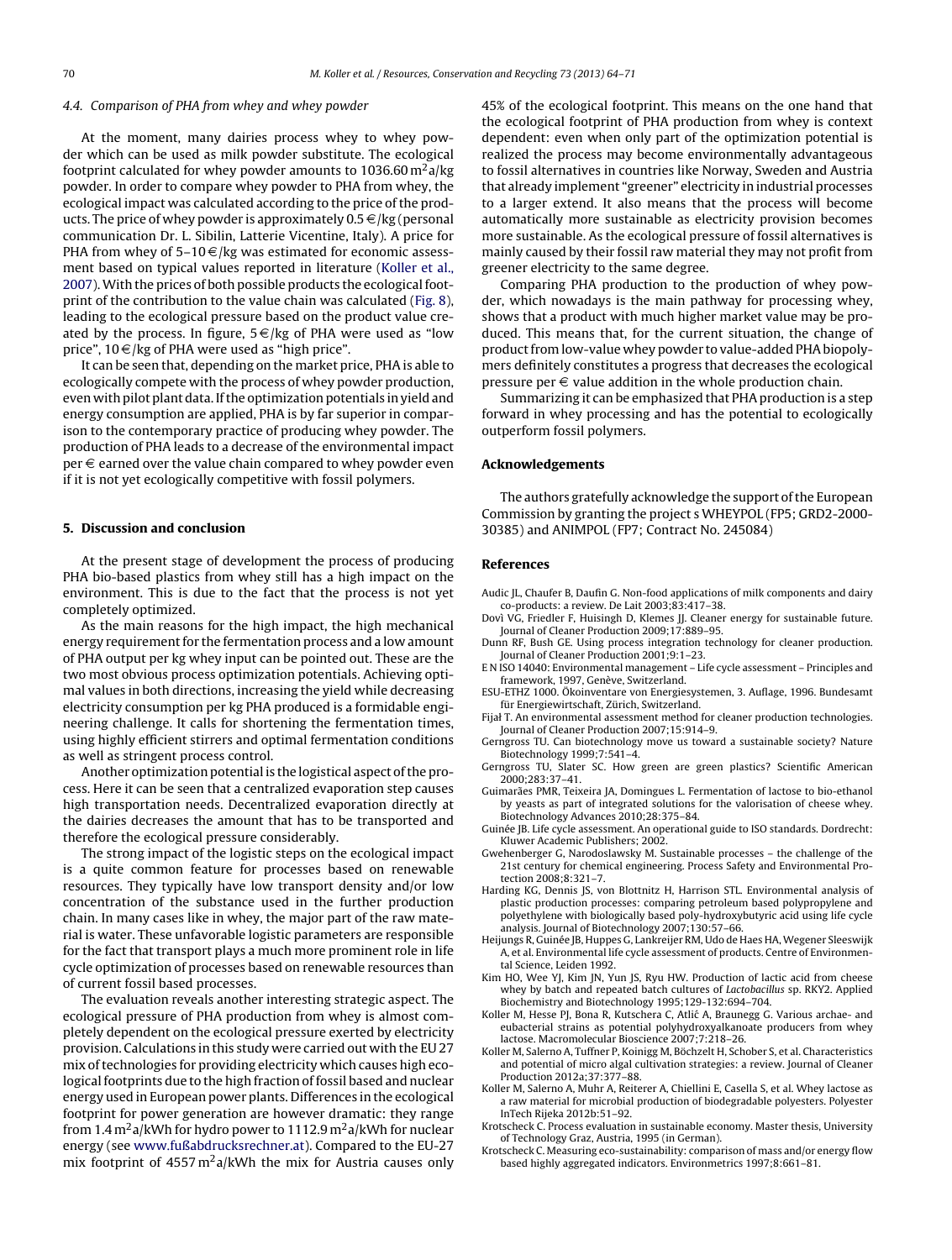### 4.4. Comparison of PHA from whey and whey powder

At the moment, many dairies process whey to whey powder which can be used as milk powder substitute. The ecological footprint calculated for whey powder amounts to 1036.60 $m^2a$/kg powder. In order to compare whey powder to PHA from whey, the ecological impact was calculated according to the price of the products. The price of whey powder is approximately 0.5 €/kg (personal communication Dr. L. Sibilin, Latterie Vicentine, Italy). A price for PHA from whey of 5–10 €/kg was estimated for economic assessment based on typical values reported in literature (Koller et al., 2007). With the prices of both possible products the ecological footprint of the contribution to the value chain was calculated (Fig. 8), leading to the ecological pressure based on the product value created by the process. In figure, 5 €/kg of PHA were used as "low price", 10 €/kg of PHA were used as "high price".

It can be seen that, depending on the market price, PHA is able to ecologically compete with the process of whey powder production, even with pilot plant data. If the optimization potentials in yield and energy consumption are applied, PHA is by far superior in comparison to the contemporary practice of producing whey powder. The production of PHA leads to a decrease of the environmental impact per € earned over the value chain compared to whey powder even if it is not yet ecologically competitive with fossil polymers.

## 5. Discussion and conclusion

At the present stage of development the process of producing PHA bio-based plastics from whey still has a high impact on the environment. This is due to the fact that the process is not yet completely optimized.

As the main reasons for the high impact, the high mechanical energy requirement for the fermentation process and a low amount of PHA output per kg whey input can be pointed out. These are the two most obvious process optimization potentials. Achieving optimal values in both directions, increasing the yield while decreasing electricity consumption per kg PHA produced is a formidable engineering challenge. It calls for shortening the fermentation times, using highly efficient stirrers and optimal fermentation conditions as well as stringent process control.

Another optimization potential is the logistical aspect of the process. Here it can be seen that a centralized evaporation step causes high transportation needs. Decentralized evaporation directly at the dairies decreases the amount that has to be transported and therefore the ecological pressure considerably.

The strong impact of the logistic steps on the ecological impact is a quite common feature for processes based on renewable resources. They typically have low transport density and/or low concentration of the substance used in the further production chain. In many cases like in whey, the major part of the raw material is water. These unfavorable logistic parameters are responsible for the fact that transport plays a much more prominent role in life cycle optimization of processes based on renewable resources than of current fossil based processes.

The evaluation reveals another interesting strategic aspect. The ecological pressure of PHA production from whey is almost completely dependent on the ecological pressure exerted by electricity provision. Calculations in this study were carried out with the EU 27 mix of technologies for providing electricity which causes high ecological footprints due to the high fraction of fossil based and nuclear energy used in European power plants. Differences in the ecological footprint for power generation are however dramatic: they range from 1.4 $m^2a$/kWh for hydro power to 1112.9 $m^2a$/kWh for nuclear energy (see www.fußabdrucksrechner.at). Compared to the EU-27 mix footprint of 4557 $m^2a$/kWh the mix for Austria causes only 45% of the ecological footprint. This means on the one hand that the ecological footprint of PHA production from whey is context dependent: even when only part of the optimization potential is realized the process may become environmentally advantageous to fossil alternatives in countries like Norway, Sweden and Austria that already implement "greener" electricity in industrial processes to a larger extend. It also means that the process will become automatically more sustainable as electricity provision becomes more sustainable. As the ecological pressure of fossil alternatives is mainly caused by their fossil raw material they may not profit from greener electricity to the same degree.

Comparing PHA production to the production of whey powder, which nowadays is the main pathway for processing whey, shows that a product with much higher market value may be produced. This means that, for the current situation, the change of product from low-value whey powder to value-added PHA biopolymers definitely constitutes a progress that decreases the ecological pressure per € value addition in the whole production chain.

Summarizing it can be emphasized that PHA production is a step forward in whey processing and has the potential to ecologically outperform fossil polymers.

## Acknowledgements

The authors gratefully acknowledge the support of the European Commission by granting the project s WHEYPOL (FP5; GRD2-2000-30385) and ANIMPOL (FP7; Contract No. 245084)

## References

Audic JL, Chaufer B, Daufin G. Non-food applications of milk components and dairy co-products: a review. De Lait 2003;83:417–38.

Dovì VG, Friedler F, Huisingh D, Klemes JJ. Cleaner energy for sustainable future. Journal of Cleaner Production 2009;17:889–95.

Dunn RF, Bush GE. Using process integration technology for cleaner production. Journal of Cleaner Production 2001;9:1–23.

E N ISO 14040: Environmental management – Life cycle assessment – Principles and framework, 1997, Genève, Switzerland.

ESU-ETHZ 1000. Ökoinventare von Energiesystemen, 3. Auflage, 1996. Bundesamt für Energiewirtschaft, Zürich, Switzerland.

Fijał T. An environmental assessment method for cleaner production technologies. Journal of Cleaner Production 2007;15:914–9.

Gerngross TU. Can biotechnology move us toward a sustainable society? Nature Biotechnology 1999;7:541–4.

Gerngross TU, Slater SC. How green are green plastics? Scientific American 2000;283:37–41.

Guimarães PMR, Teixeira JA, Domingues L. Fermentation of lactose to bio-ethanol by yeasts as part of integrated solutions for the valorisation of cheese whey. Biotechnology Advances 2010;28:375–84.

Guinée JB. Life cycle assessment. An operational guide to ISO standards. Dordrecht: Kluwer Academic Publishers; 2002.

Gwehenberger G, Narodoslawsky M. Sustainable processes – the challenge of the 21st century for chemical engineering. Process Safety and Environmental Protection 2008;8:321–7.

Harding KG, Dennis JS, von Blottnitz H, Harrison STL. Environmental analysis of plastic production processes: comparing petroleum based polypropylene and polyethylene with biologically based poly-hydroxybutyric acid using life cycle analysis. Journal of Biotechnology 2007;130:57–66.

Heijungs R, Guinée JB, Huppes G, Lankreijer RM, Udo de Haes HA, Wegener Sleeswijk A, et al. Environmental life cycle assessment of products. Centre of Environmental Science, Leiden 1992.

Kim HO, Wee YJ, Kim JN, Yun JS, Ryu HW. Production of lactic acid from cheese whey by batch and repeated batch cultures of *Lactobacillus* sp. RKY2. Applied Biochemistry and Biotechnology 1995;129-132:694–704.

Koller M, Hesse PJ, Bona R, Kutschera C, Atlić A, Braunegg G. Various archae- and eubacterial strains as potential polyhydroxyalkanoate producers from whey lactose. Macromolecular Bioscience 2007;7:218–26.

Koller M, Salerno A, Tuffner P, Koinigg M, Böchzelt H, Schober S, et al. Characteristics and potential of micro algal cultivation strategies: a review. Journal of Cleaner Production 2012a;37:377–88.

Koller M, Salerno A, Muhr A, Reiterer A, Chiellini E, Casella S, et al. Whey lactose as a raw material for microbial production of biodegradable polyesters. Polyester InTech Rijeka 2012b:51–92.

Krotscheck C. Process evaluation in sustainable economy. Master thesis, University of Technology Graz, Austria, 1995 (in German).

Krotscheck C. Measuring eco-sustainability: comparison of mass and/or energy flow based highly aggregated indicators. Environmetrics 1997;8:661–81.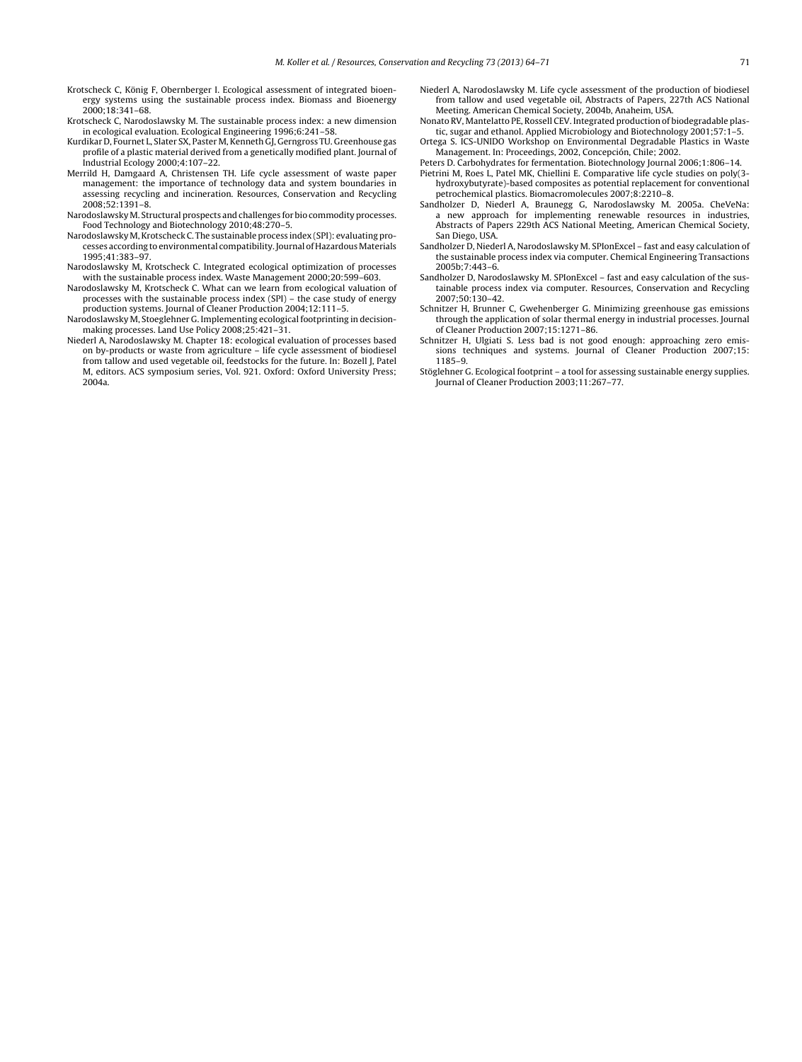Krotscheck C, König F, Obernberger I. Ecological assessment of integrated bioenergy systems using the sustainable process index. Biomass and Bioenergy 2000;18:341–68.

Krotscheck C, Narodoslawsky M. The sustainable process index: a new dimension in ecological evaluation. Ecological Engineering 1996;6:241–58.

Kurdikar D, Fournet L, Slater SX, Paster M, Kenneth GJ, Gerngross TU. Greenhouse gas profile of a plastic material derived from a genetically modified plant. Journal of Industrial Ecology 2000;4:107–22.

Merrild H, Damgaard A, Christensen TH. Life cycle assessment of waste paper management: the importance of technology data and system boundaries in assessing recycling and incineration. Resources, Conservation and Recycling 2008;52:1391–8.

Narodoslawsky M. Structural prospects and challenges for bio commodity processes. Food Technology and Biotechnology 2010;48:270–5.

Narodoslawsky M, Krotscheck C. The sustainable process index (SPI): evaluating processes according to environmental compatibility. Journal of Hazardous Materials 1995;41:383–97.

Narodoslawsky M, Krotscheck C. Integrated ecological optimization of processes with the sustainable process index. Waste Management 2000;20:599–603.

Narodoslawsky M, Krotscheck C. What can we learn from ecological valuation of processes with the sustainable process index (SPI) – the case study of energy production systems. Journal of Cleaner Production 2004;12:111–5.

Narodoslawsky M, Stoeglehner G. Implementing ecological footprinting in decision-making processes. Land Use Policy 2008;25:421–31.

Niederl A, Narodoslawsky M. Chapter 18: ecological evaluation of processes based on by-products or waste from agriculture – life cycle assessment of biodiesel from tallow and used vegetable oil, feedstocks for the future. In: Bozell J, Patel M, editors. ACS symposium series, Vol. 921. Oxford: Oxford University Press; 2004a.

Niederl A, Narodoslawsky M. Life cycle assessment of the production of biodiesel from tallow and used vegetable oil, Abstracts of Papers, 227th ACS National Meeting. American Chemical Society, 2004b, Anaheim, USA.

Nonato RV, Mantelatto PE, Rossell CEV. Integrated production of biodegradable plastic, sugar and ethanol. Applied Microbiology and Biotechnology 2001;57:1–5.

Ortega S. ICS-UNIDO Workshop on Environmental Degradable Plastics in Waste Management. In: Proceedings, 2002, Concepción, Chile; 2002.

Peters D. Carbohydrates for fermentation. Biotechnology Journal 2006;1:806–14.

Pietrini M, Roes L, Patel MK, Chiellini E. Comparative life cycle studies on poly(3-hydroxybutyrate)-based composites as potential replacement for conventional petrochemical plastics. Biomacromolecules 2007;8:2210–8.

Sandholzer D, Niederl A, Braunegg G, Narodoslawsky M. 2005a. CheVeNa: a new approach for implementing renewable resources in industries, Abstracts of Papers 229th ACS National Meeting, American Chemical Society, San Diego, USA.

Sandholzer D, Niederl A, Narodoslawsky M. SPIonExcel – fast and easy calculation of the sustainable process index via computer. Chemical Engineering Transactions 2005b;7:443–6.

Sandholzer D, Narodoslawsky M. SPIonExcel – fast and easy calculation of the sustainable process index via computer. Resources, Conservation and Recycling 2007;50:130–42.

Schnitzer H, Brunner C, Gwehenberger G. Minimizing greenhouse gas emissions through the application of solar thermal energy in industrial processes. Journal of Cleaner Production 2007;15:1271–86.

Schnitzer H, Ulgiati S. Less bad is not good enough: approaching zero emissions techniques and systems. Journal of Cleaner Production 2007;15: 1185–9.

Stöglehner G. Ecological footprint – a tool for assessing sustainable energy supplies. Journal of Cleaner Production 2003;11:267–77.